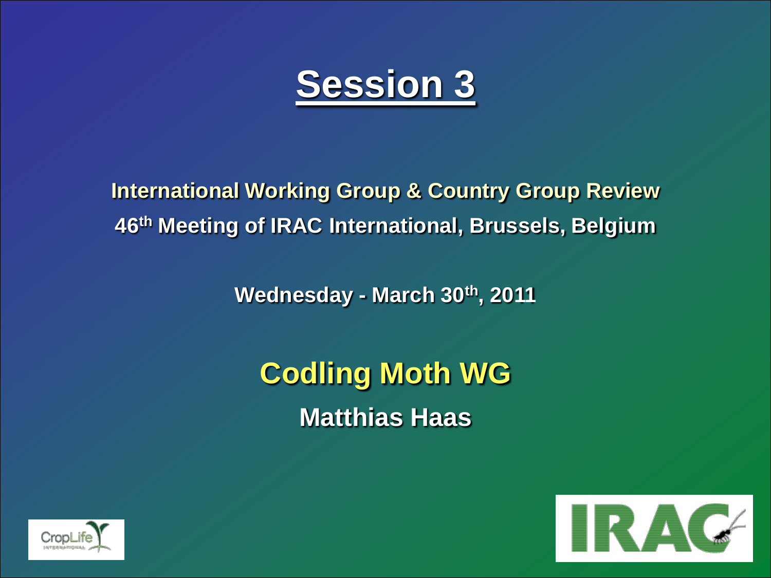# Session 3

**International Working Group & Country Group Review**

**46th Meeting of IRAC International, Brussels, Belgium**

**Wednesday - March 30th, 2011**

## Codling Moth WG

**Matthias Haas**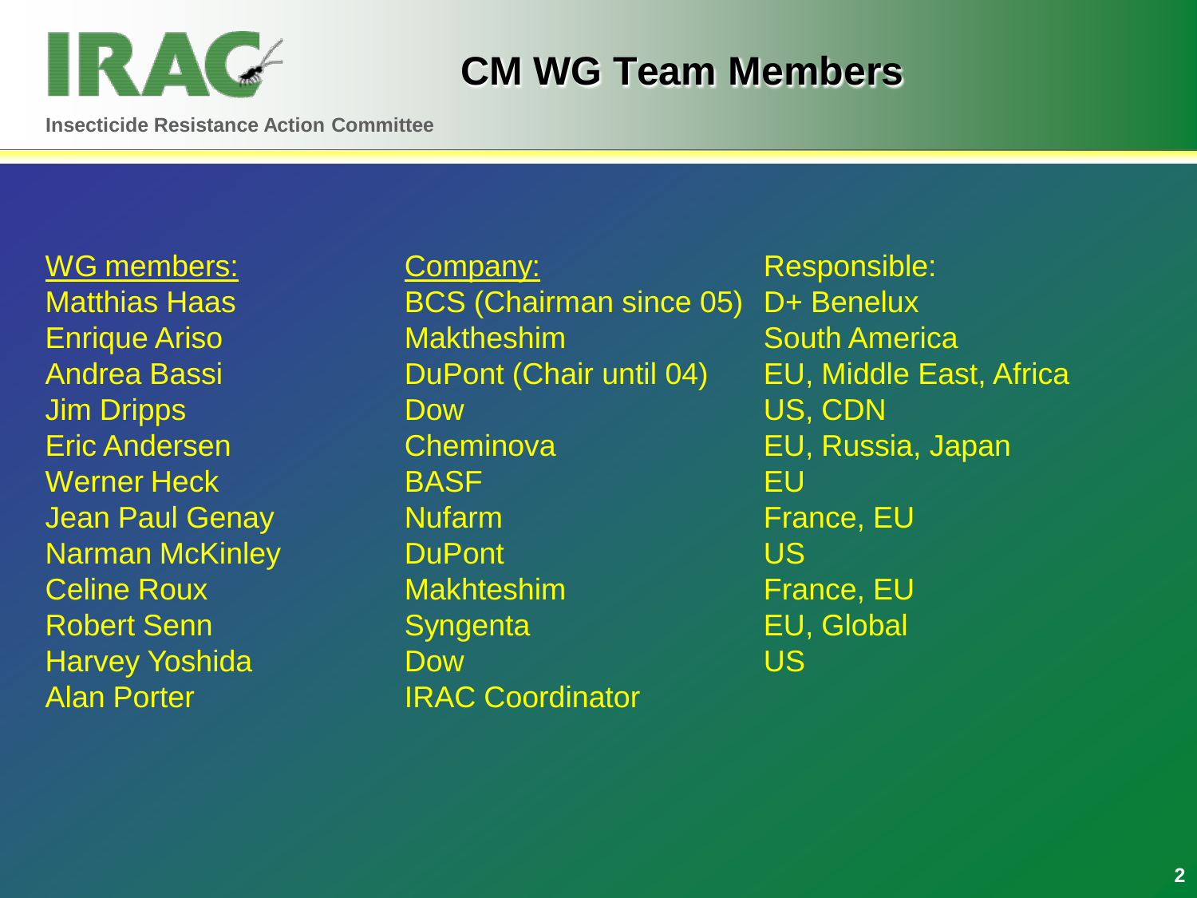# CM WG Team Members

Insecticide Resistance Action Committee

| WG members: | Company: | Responsible: |
|---|---|---|
| Matthias Haas | BCS (Chairman since 05) | D+ Benelux |
| Enrique Ariso | Maktheshim | South America |
| Andrea Bassi | DuPont (Chair until 04) | EU, Middle East, Africa |
| Jim Dripps | Dow | US, CDN |
| Eric Andersen | Cheminova | EU, Russia, Japan |
| Werner Heck | BASF | EU |
| Jean Paul Genay | Nufarm | France, EU |
| Narman McKinley | DuPont | US |
| Celine Roux | Makhteshim | France, EU |
| Robert Senn | Syngenta | EU, Global |
| Harvey Yoshida | Dow | US |
| Alan Porter | IRAC Coordinator | |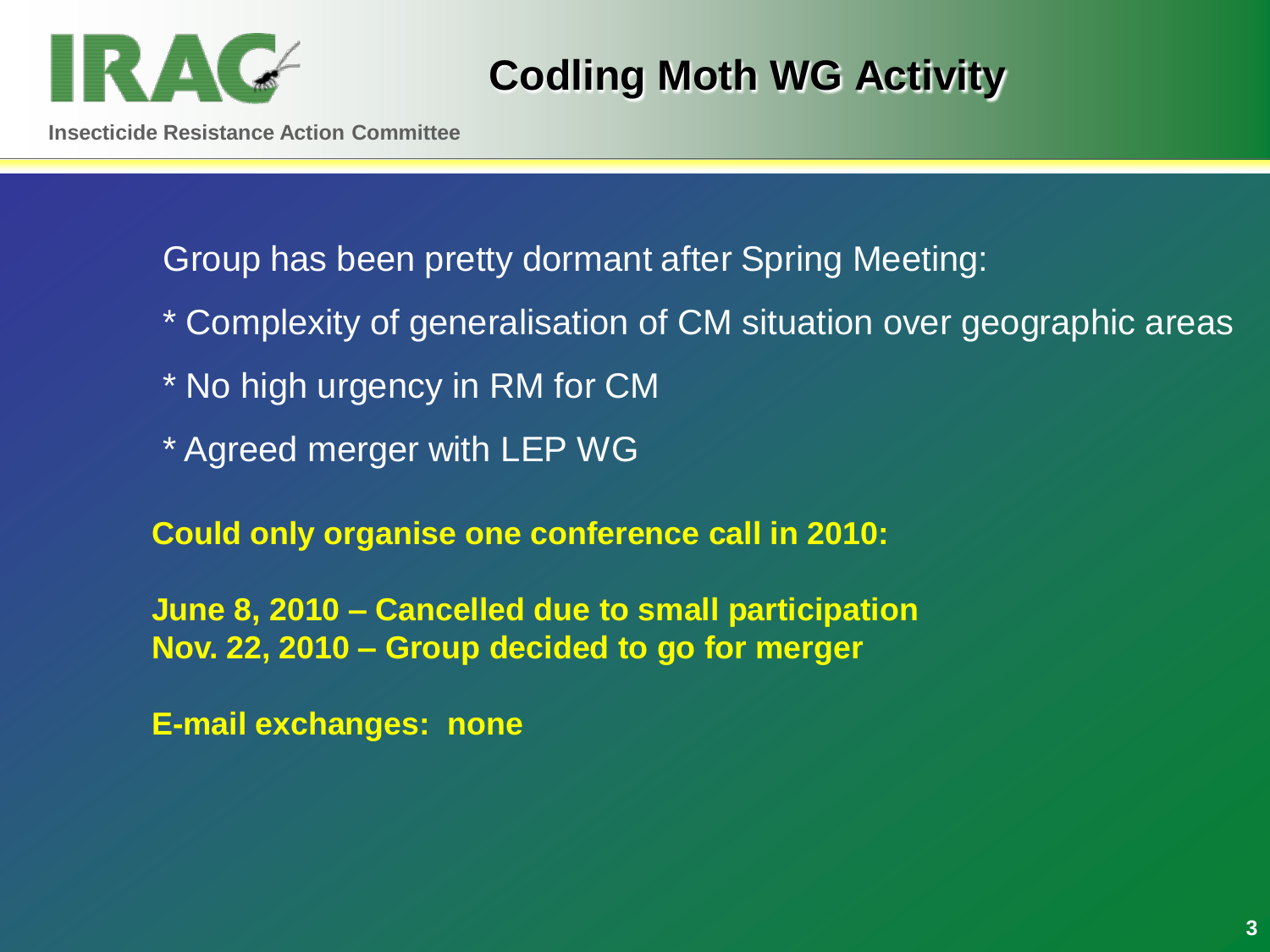# Codling Moth WG Activity

Group has been pretty dormant after Spring Meeting:

* Complexity of generalisation of CM situation over geographic areas
* No high urgency in RM for CM
* Agreed merger with LEP WG

**Could only organise one conference call in 2010:**

**June 8, 2010 – Cancelled due to small participation**
**Nov. 22, 2010 – Group decided to go for merger**

**E-mail exchanges: none**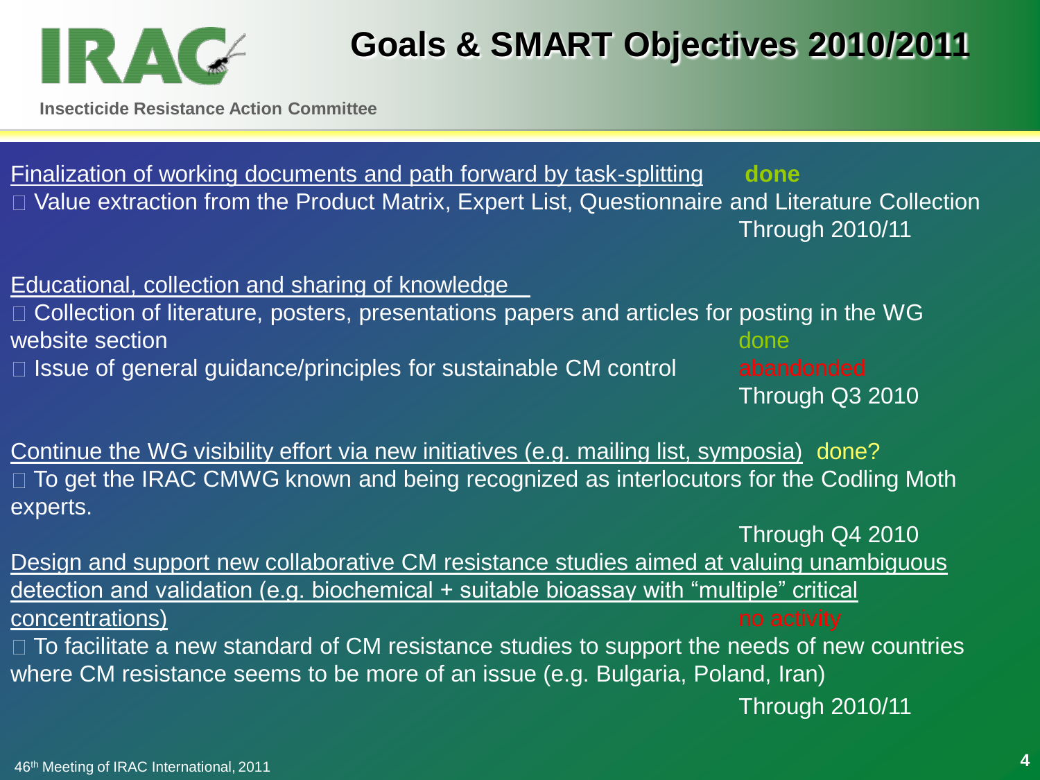# Goals & SMART Objectives 2010/2011

Insecticide Resistance Action Committee

<u>Finalization of working documents and path forward by task-splitting</u> **done**

- Value extraction from the Product Matrix, Expert List, Questionnaire and Literature Collection

  Through 2010/11

<u>Educational, collection and sharing of knowledge</u>

- Collection of literature, posters, presentations papers and articles for posting in the WG website section — done
- Issue of general guidance/principles for sustainable CM control — abandonded

  Through Q3 2010

<u>Continue the WG visibility effort via new initiatives (e.g. mailing list, symposia)</u> done?

- To get the IRAC CMWG known and being recognized as interlocutors for the Codling Moth experts.

  Through Q4 2010

<u>Design and support new collaborative CM resistance studies aimed at valuing unambiguous detection and validation (e.g. biochemical + suitable bioassay with "multiple" critical concentrations)</u> no activity

- To facilitate a new standard of CM resistance studies to support the needs of new countries where CM resistance seems to be more of an issue (e.g. Bulgaria, Poland, Iran)

  Through 2010/11

46th Meeting of IRAC International, 2011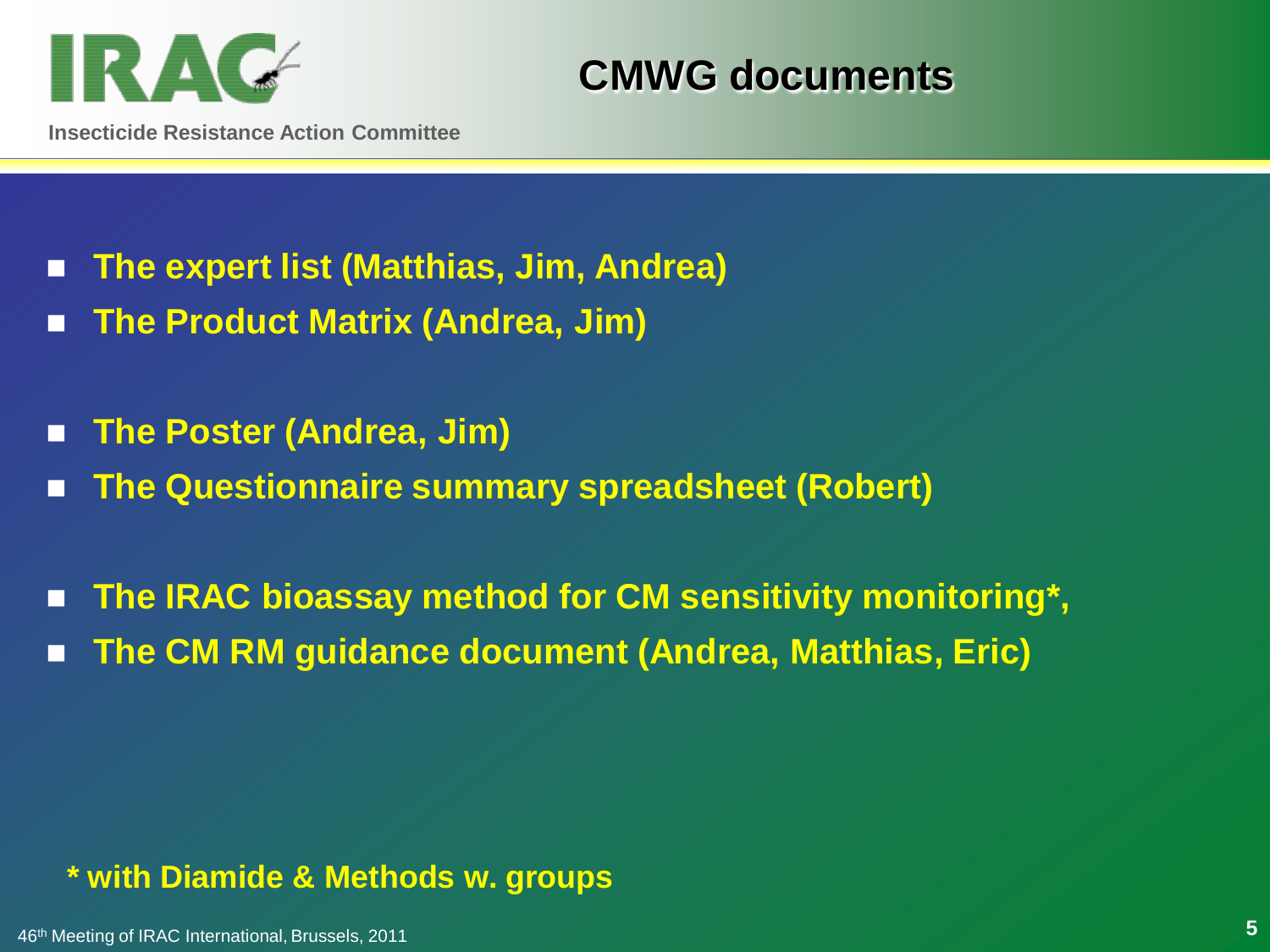# CMWG documents

- **The expert list (Matthias, Jim, Andrea)**
- **The Product Matrix (Andrea, Jim)**

- **The Poster (Andrea, Jim)**
- **The Questionnaire summary spreadsheet (Robert)**

- **The IRAC bioassay method for CM sensitivity monitoring*,**
- **The CM RM guidance document (Andrea, Matthias, Eric)**

**\* with Diamide & Methods w. groups**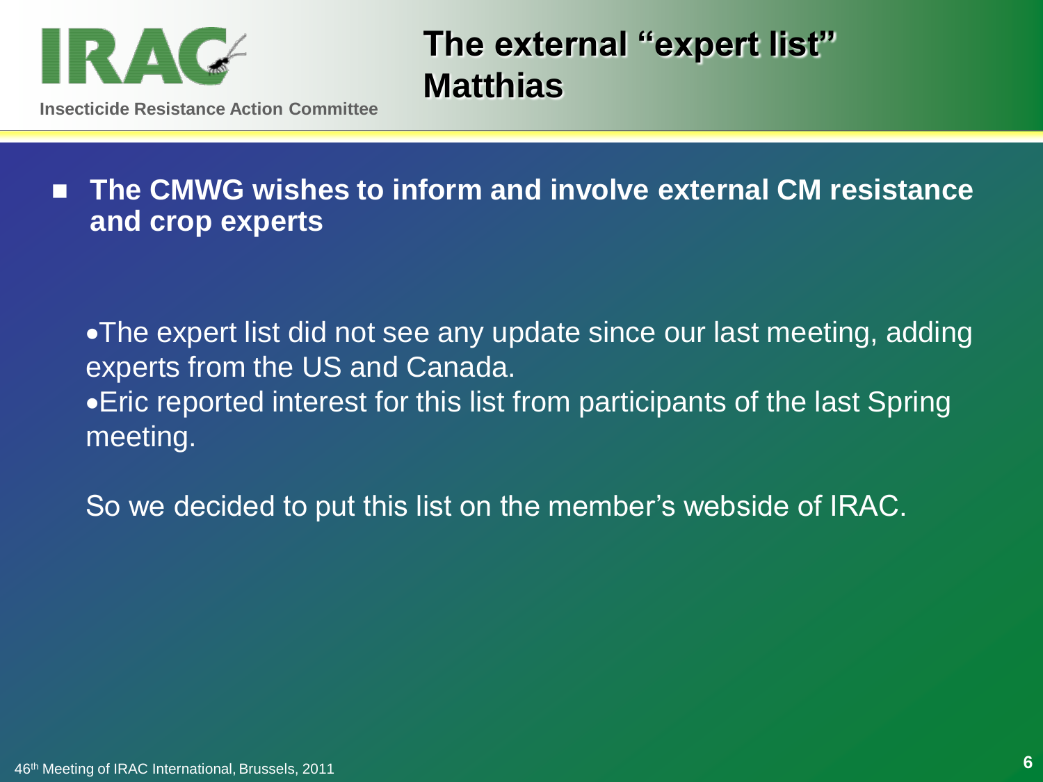# The external "expert list" Matthias

- **The CMWG wishes to inform and involve external CM resistance and crop experts**

- The expert list did not see any update since our last meeting, adding experts from the US and Canada.
- Eric reported interest for this list from participants of the last Spring meeting.

So we decided to put this list on the member's websde of IRAC.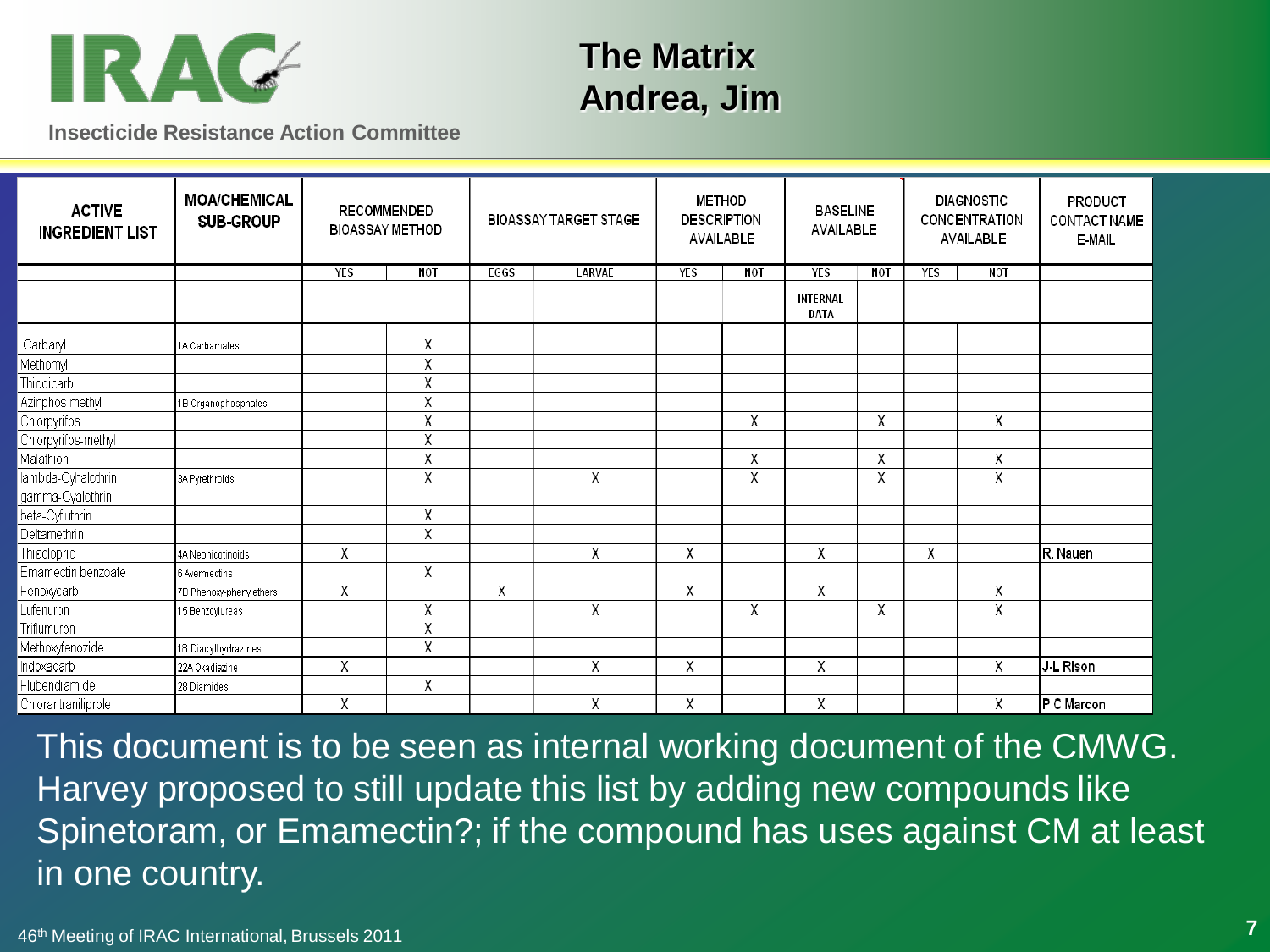# The Matrix
## Andrea, Jim

| ACTIVE INGREDIENT LIST | MOA/CHEMICAL SUB-GROUP | RECOMMENDED BIOASSAY METHOD | | BIOASSAY TARGET STAGE | | METHOD DESCRIPTION AVAILABLE | | BASELINE AVAILABLE | | DIAGNOSTIC CONCENTRATION AVAILABLE | | PRODUCT CONTACT NAME E-MAIL |
|---|---|---|---|---|---|---|---|---|---|---|---|---|
| | | YES | NOT | EGGS | LARVAE | YES | NOT | YES | NOT | YES | NOT | |
| | | | | | | | | INTERNAL DATA | | | | |
| Carbaryl | 1A Carbamates | | X | | | | | | | | | |
| Methomyl | | | X | | | | | | | | | |
| Thiodicarb | | | X | | | | | | | | | |
| Azinphos-methyl | 1B Organophosphates | | X | | | | | | | | | |
| Chlorpyrifos | | | X | | | | X | | X | | X | |
| Chlorpyrifos-methyl | | | X | | | | | | | | | |
| Malathion | | | X | | | | X | | X | | X | |
| lambda-Cyhalothrin | 3A Pyrethroids | | X | | X | | X | | X | | X | |
| gamma-Cyalothrin | | | | | | | | | | | | |
| beta-Cyfluthrin | | | X | | | | | | | | | |
| Deltamethrin | | | X | | | | | | | | | |
| Thiacloprid | 4A Neonicotinoids | X | | | X | X | | X | | X | | R. Nauen |
| Emamectin benzoate | 6 Avermectins | | X | | | | | | | | | |
| Fenoxycarb | 7B Phenoxy-phenylethers | X | | X | | X | | X | | | X | |
| Lufenuron | 15 Benzoylureas | | X | | X | | X | | X | | X | |
| Triflumuron | | | X | | | | | | | | | |
| Methoxyfenozide | 18 Diacylhydrazines | | X | | | | | | | | | |
| Indoxacarb | 22A Oxadiazine | X | | | X | X | | X | | | X | J-L Rison |
| Flubendiamide | 28 Diamides | | X | | | | | | | | | |
| Chlorantraniliprole | | X | | | X | X | | X | | | X | P C Marcon |

This document is to be seen as internal working document of the CMWG. Harvey proposed to still update this list by adding new compounds like Spinetoram, or Emamectin?; if the compound has uses against CM at least in one country.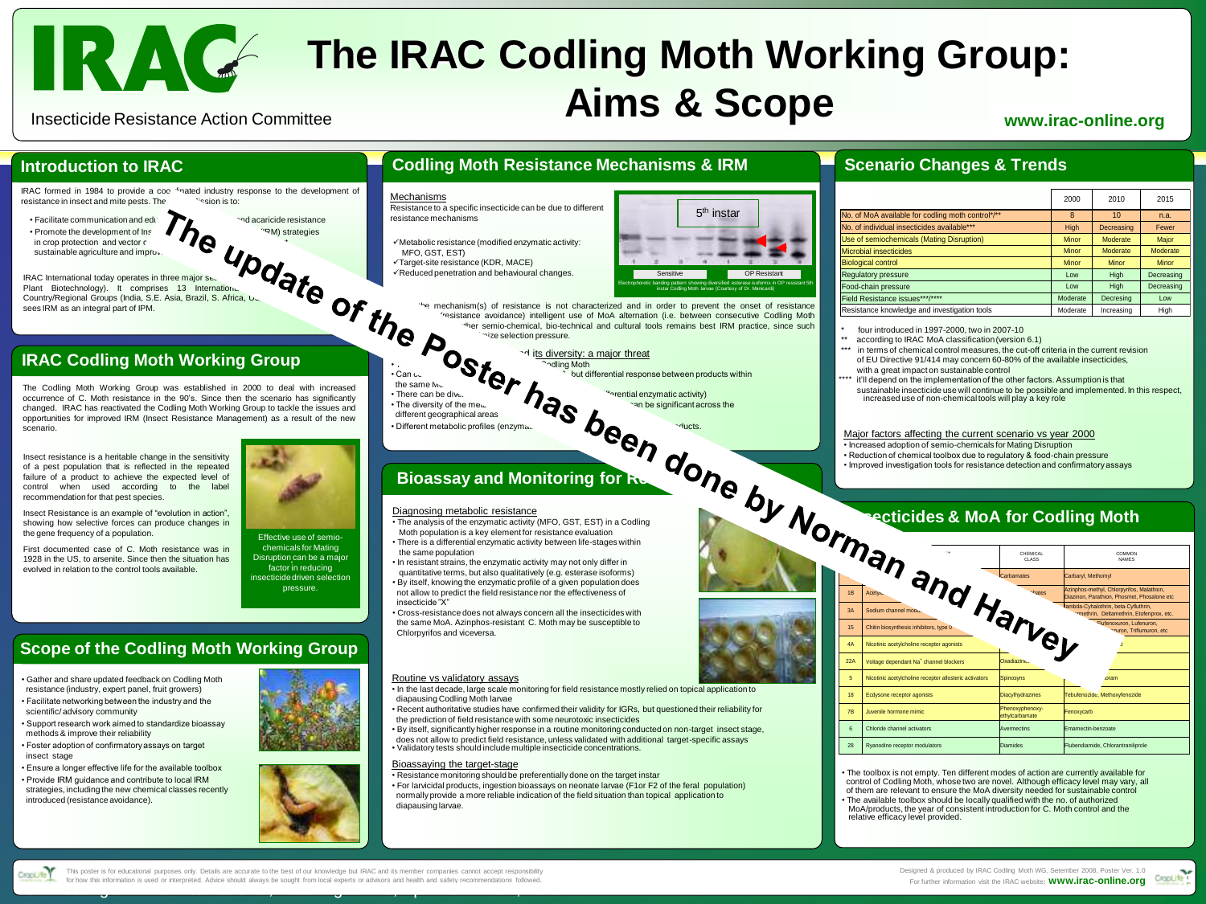# The IRAC Codling Moth Working Group: Aims & Scope

Insecticide Resistance Action Committee

www.irac-online.org

**The update of the Poster has been done by Norman and Harvey**

## Introduction to IRAC

IRAC formed in 1984 to provide a coo- -inated industry response to the development of resistance in insect and mite pests. The -ission is to:

- Facilitate communication and edu- -nd acaricide resistance
- Promote the development of Ins- -RM) strategies in crop protection and vector c- sustainable agriculture and impro-

IRAC International today operates in three major se- Plant Biotechnology). It comprises 13 Internation- Country/Regional Groups (India, S.E. Asia, Brazil, S. Africa, U- sees IRM as an integral part of IPM.

## IRAC Codling Moth Working Group

The Codling Moth Working Group was established in 2000 to deal with increased occurrence of C. Moth resistance in the 90's. Since then the scenario has significantly changed. IRAC has reactivated the Codling Moth Working Group to tackle the issues and opportunities for improved IRM (Insect Resistance Management) as a result of the new scenario.

Insect resistance is a heritable change in the sensitivity of a pest population that is reflected in the repeated failure of a product to achieve the expected level of control when used according to the label recommendation for that pest species.

Insect Resistance is an example of "evolution in action", showing how selective forces can produce changes in the gene frequency of a population.

First documented case of C. Moth resistance was in 1928 in the US, to arsenite. Since then the situation has evolved in relation to the control tools available.

Effective use of semio-chemicals for Mating Disruption can be a major factor in reducing insecticide driven selection pressure.

## Scope of the Codling Moth Working Group

- Gather and share updated feedback on Codling Moth resistance (industry, expert panel, fruit growers)
- Facilitate networking between the industry and the scientific/ advisory community
- Support research work aimed to standardize bioassay methods & improve their reliability
- Foster adoption of confirmatory assays on target insect stage
- Ensure a longer effective life for the available toolbox
- Provide IRM guidance and contribute to local IRM strategies, including the new chemical classes recently introduced (resistance avoidance).

## Codling Moth Resistance Mechanisms & IRM

Mechanisms

Resistance to a specific insecticide can be due to different resistance mechanisms

- ✓Metabolic resistance (modified enzymatic activity: MFO, GST, EST)
- ✓Target-site resistance (KDR, MACE)
- ✓Reduced penetration and behavioural changes.

5th instar — Sensitive — OP Resistant

Electrophoretic banding pattern showing diversified esterase isoforms in OP resistant 5th instar Codling Moth larvae (Courtesy of Dr. Mariceardi)

-he mechanism(s) of resistance is not characterized and in order to prevent the onset of resistance -resistance avoidance) intelligent use of MoA alternation (i.e. between consecutive Codling Moth -ther semio-chemical, bio-technical and cultural tools remains best IRM practice, since such -mize selection pressure.

-d its diversity: a major threat

- -odling Moth
- Can c- -but differential response between products within the same M-
- There can be dive- -fferential enzymatic activity)
- The diversity of the me- -an be significant across the different geographical areas
- Different metabolic profiles (enzyma- -ducts.

## Bioassay and Monitoring for R-

Diagnosing metabolic resistance

- The analysis of the enzymatic activity (MFO, GST, EST) in a Codling Moth population is a key element for resistance evaluation
- There is a differential enzymatic activity between life-stages within the same population
- In resistant strains, the enzymatic activity may not only differ in quantitative terms, but also qualitatively (e.g. esterase isoforms)
- By itself, knowing the enzymatic profile of a given population does not allow to predict the field resistance nor the effectiveness of insecticide "X"
- Cross-resistance does not always concern all the insecticides with the same MoA. Azinphos-resistant C. Moth may be susceptible to Chlorpyrifos and viceversa.

Routine vs validatory assays

- In the last decade, large scale monitoring for field resistance mostly relied on topical application to diapausing Codling Moth larvae
- Recent authoritative studies have confirmed their validity for IGRs, but questioned their reliability for the prediction of field resistance with some neurotoxic insecticides
- By itself, significantly higher response in a routine monitoring conducted on non-target insect stage, does not allow to predict field resistance, unless validated with additional target-specific assays
- Validatory tests should include multiple insecticide concentrations.

Bioassaying the target-stage

- Resistance monitoring should be preferentially done on the target instar
- For larvicidal products, ingestion bioassays on neonate larvae (F1or F2 of the feral population) normally provide a more reliable indication of the field situation than topical application to diapausing larvae.

## Scenario Changes & Trends

| | 2000 | 2010 | 2015 |
|---|---|---|---|
| No. of MoA available for codling moth control*/** | 8 | 10 | n.a. |
| No. of individual insecticides available*** | High | Decreasing | Fewer |
| Use of semiochemicals (Mating Disruption) | Minor | Moderate | Major |
| Microbial insecticides | Minor | Moderate | Moderate |
| Biological control | Minor | Minor | Minor |
| Regulatory pressure | Low | High | Decreasing |
| Food-chain pressure | Low | High | Decreasing |
| Field Resistance issues***/**** | Moderate | Decresing | Low |
| Resistance knowledge and investigation tools | Moderate | Increasing | High |

\* four introduced in 1997-2000, two in 2007-10

** according to IRAC MoA classification (version 6.1)

*** in terms of chemical control measures, the cut-off criteria in the current revision of EU Directive 91/414 may concern 60-80% of the available insecticides, with a great impact on sustainable control

**** it'll depend on the implementation of the other factors. Assumption is that sustainable insecticide use will continue to be possible and implemented. In this respect, increased use of non-chemical tools will play a key role

Major factors affecting the current scenario vs year 2000

- Increased adoption of semio-chemicals for Mating Disruption
- Reduction of chemical toolbox due to regulatory & food-chain pressure
- Improved investigation tools for resistance detection and confirmatory assays

## -secticides & MoA for Codling Moth

| | -* | CHEMICAL CLASS | COMMON NAMES |
|---|---|---|---|
| | | Carbamates | Carbaryl, Methomyl |
| 1B | Acety- | -hates | Azinphos-methyl, Chlorpyrifos, Malathion, Diazinon, Parathion, Phosmet, Phosalone etc |
| 3A | Sodium channel modu- | | -ambda-Cyhalothrin, beta-Cyfluthrin, -methrin, Deltamethrin, Etofenprox, etc. |
| 15 | Chitin biosynthesis inhibitors, type 0 | | -Flufenoxuron, Lufenuron, -uron, Triflumuron, etc |
| 4A | Nicotinic acetylcholine receptor agonists | | |
| 22A | Voltage dependant $Na^+$ channel blockers | Oxadiazine- | |
| 5 | Nicotinic acetylcholine receptor allosteric activators | Spinosyns | -oram |
| 18 | Ecdysone receptor agonists | Diacylhydrazines | Tebufenozide, Methoxyfenozide |
| 7B | Juvenile hormone mimic | Phenoxyphenoxy-ethylcarbamate | Fenoxycarb |
| 6 | Chloride channel activators | Avermectins | Emamectin-benzoate |
| 28 | Ryanodine receptor modulators | Diamides | Flubendiamide, Chlorantraniliprole |

- The toolbox is not empty. Ten different modes of action are currently available for control of Codling Moth, whose two are novel. Although efficacy level may vary, all of them are relevant to ensure the MoA diversity needed for sustainable control
- The available toolbox should be locally qualified with the no. of authorized MoA/products, the year of consistent introduction for C. Moth control and the relative efficacy level provided.

This poster is for educational purposes only. Details are accurate to the best of our knowledge but IRAC and its member companies cannot accept responsibility for how this information is used or interpreted. Advice should always be sought from local experts or advisors and health and safety recommendations followed.

Designed & produced by IRAC Codling Moth WG, Setember 2008, Poster Ver. 1.0

For further information visit the IRAC website: www.irac-online.org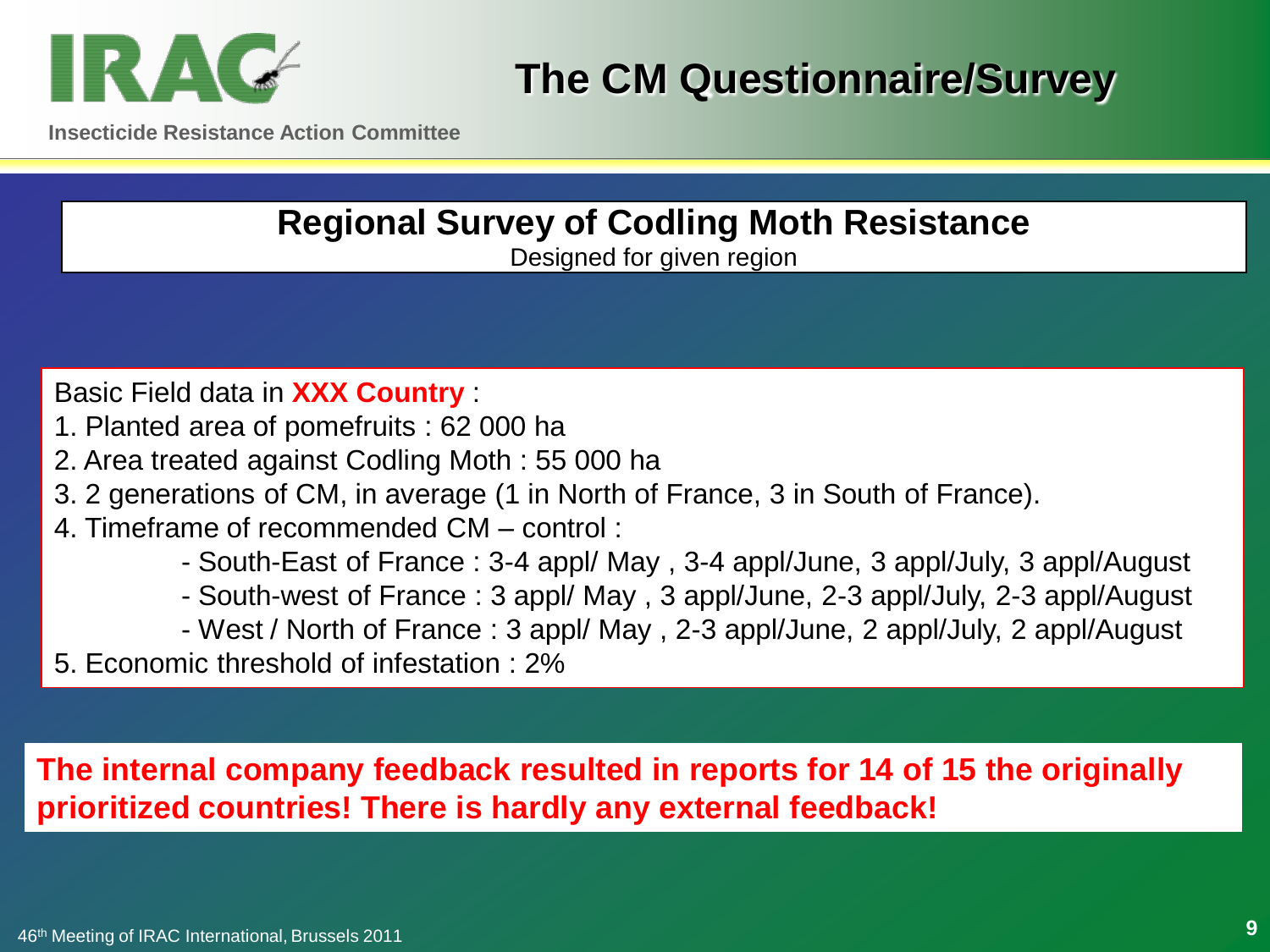# The CM Questionnaire/Survey

## Regional Survey of Codling Moth Resistance

Designed for given region

Basic Field data in **XXX Country** :

1. Planted area of pomefruits : 62 000 ha
2. Area treated against Codling Moth : 55 000 ha
3. 2 generations of CM, in average (1 in North of France, 3 in South of France).
4. Timeframe of recommended CM – control :
   - South-East of France : 3-4 appl/ May , 3-4 appl/June, 3 appl/July, 3 appl/August
   - South-west of France : 3 appl/ May , 3 appl/June, 2-3 appl/July, 2-3 appl/August
   - West / North of France : 3 appl/ May , 2-3 appl/June, 2 appl/July, 2 appl/August
5. Economic threshold of infestation : 2%

**The internal company feedback resulted in reports for 14 of 15 the originally prioritized countries! There is hardly any external feedback!**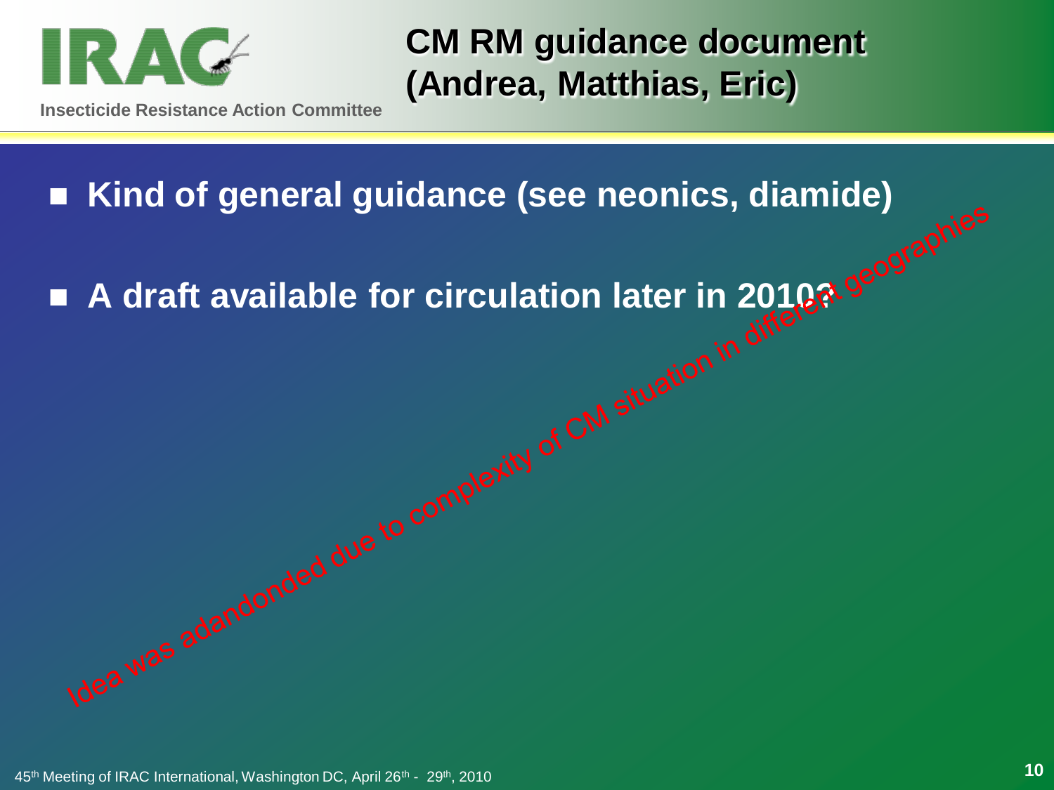# CM RM guidance document (Andrea, Matthias, Eric)

- **Kind of general guidance (see neonics, diamide)**
- **A draft available for circulation later in 2010?**

Idea was adandonded due to complexity of CM situation in different geographies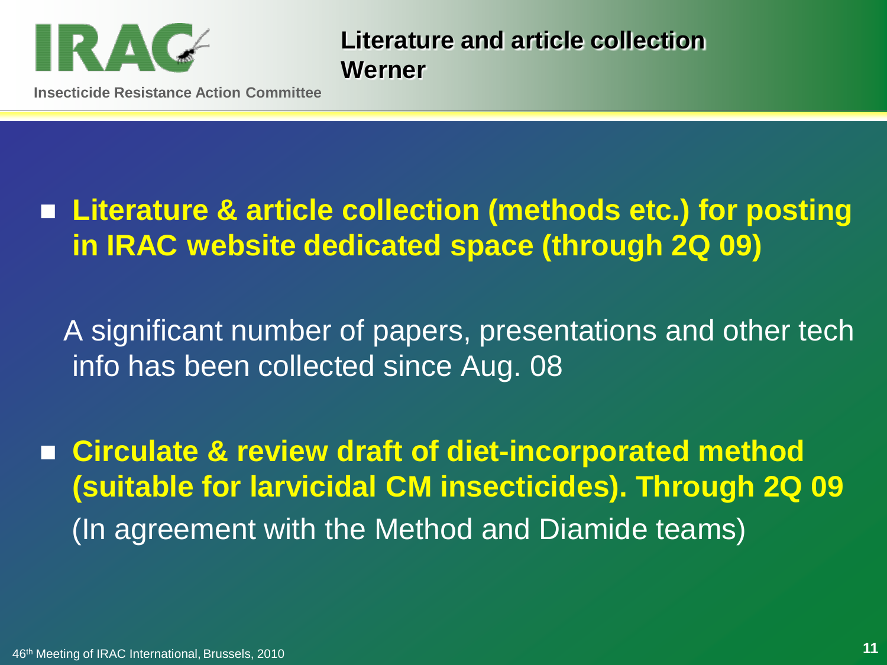## Literature and article collection
## Werner

- **Literature & article collection (methods etc.) for posting in IRAC website dedicated space (through 2Q 09)**

  A significant number of papers, presentations and other tech info has been collected since Aug. 08

- **Circulate & review draft of diet-incorporated method (suitable for larvicidal CM insecticides). Through 2Q 09**
  (In agreement with the Method and Diamide teams)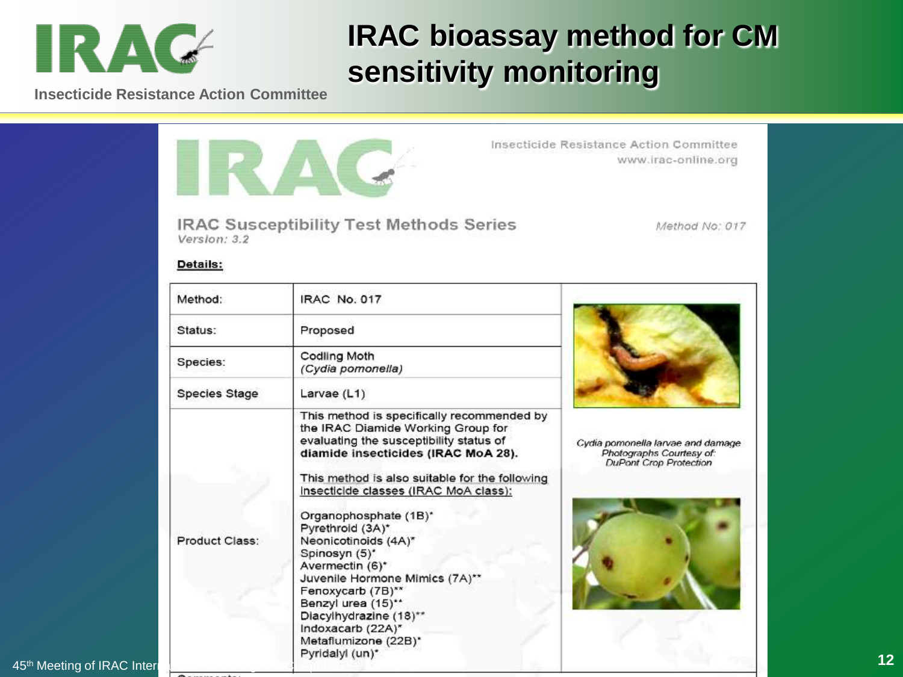# IRAC bioassay method for CM sensitivity monitoring

Insecticide Resistance Action Committee
www.irac-online.org

**IRAC Susceptibility Test Methods Series**
*Version: 3.2*

*Method No: 017*

**Details:**

| Method: | IRAC No. 017 |
|---|---|
| Status: | Proposed |
| Species: | Codling Moth *(Cydia pomonella)* |
| Species Stage | Larvae (L1) |
| Product Class: | This method is specifically recommended by the IRAC Diamide Working Group for evaluating the susceptibility status of **diamide insecticides (IRAC MoA 28).** This method is also suitable for the following insecticide classes (IRAC MoA class): Organophosphate (1B)* Pyrethroid (3A)* Neonicotinoids (4A)* Spinosyn (5)* Avermectin (6)* Juvenile Hormone Mimics (7A)** Fenoxycarb (7B)** Benzyl urea (15)** Diacylhydrazine (18)** Indoxacarb (22A)* Metaflumizone (22B)* Pyridalyl (un)* |

*Cydia pomonella larvae and damage Photographs Courtesy of: DuPont Crop Protection*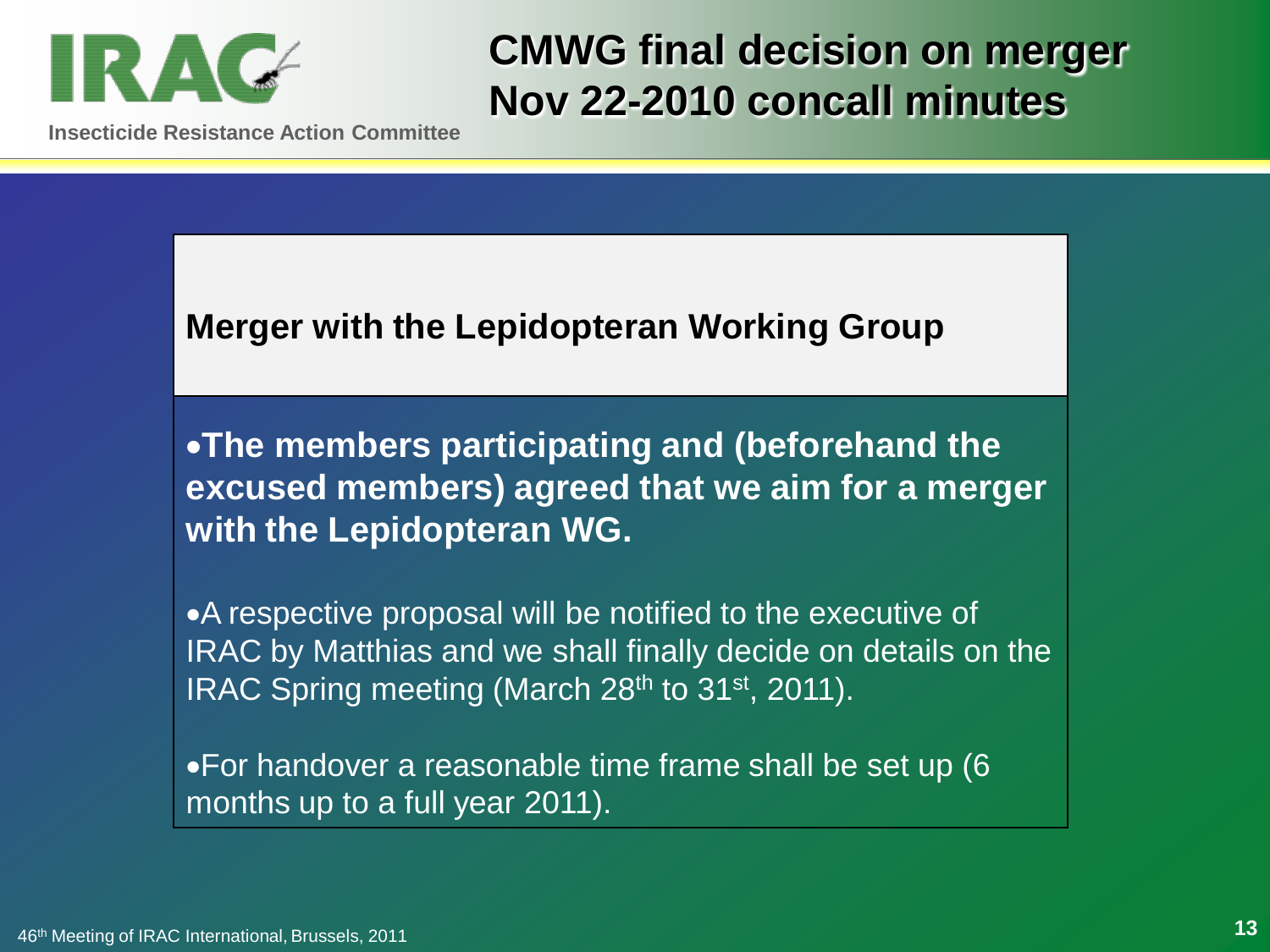# CMWG final decision on merger Nov 22-2010 concall minutes

## Merger with the Lepidopteran Working Group

- **The members participating and (beforehand the excused members) agreed that we aim for a merger with the Lepidopteran WG.**
- A respective proposal will be notified to the executive of IRAC by Matthias and we shall finally decide on details on the IRAC Spring meeting (March 28th to 31st, 2011).
- For handover a reasonable time frame shall be set up (6 months up to a full year 2011).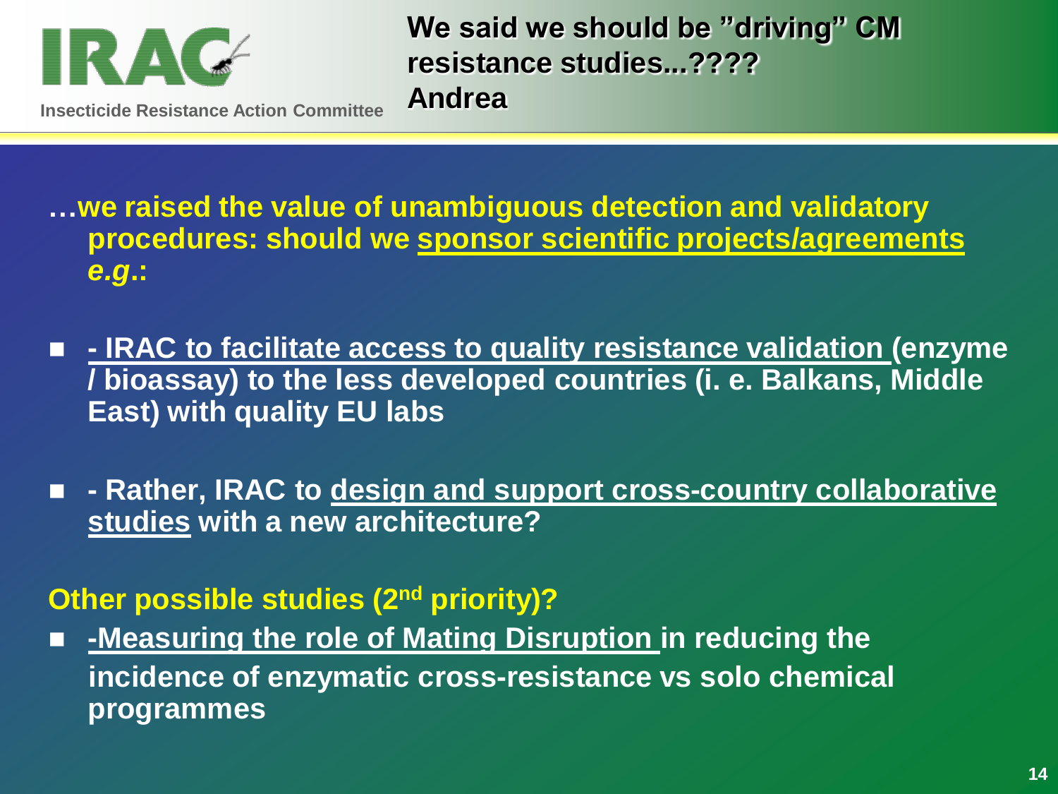IRAC

Insecticide Resistance Action Committee

# We said we should be "driving" CM resistance studies...????
Andrea

**…we raised the value of unambiguous detection and validatory procedures: should we sponsor scientific projects/agreements *e.g*.:**

- **- IRAC to facilitate access to quality resistance validation (enzyme / bioassay) to the less developed countries (i. e. Balkans, Middle East) with quality EU labs**
- **- Rather, IRAC to design and support cross-country collaborative studies with a new architecture?**

**Other possible studies (2nd priority)?**

- **-Measuring the role of Mating Disruption in reducing the incidence of enzymatic cross-resistance vs solo chemical programmes**